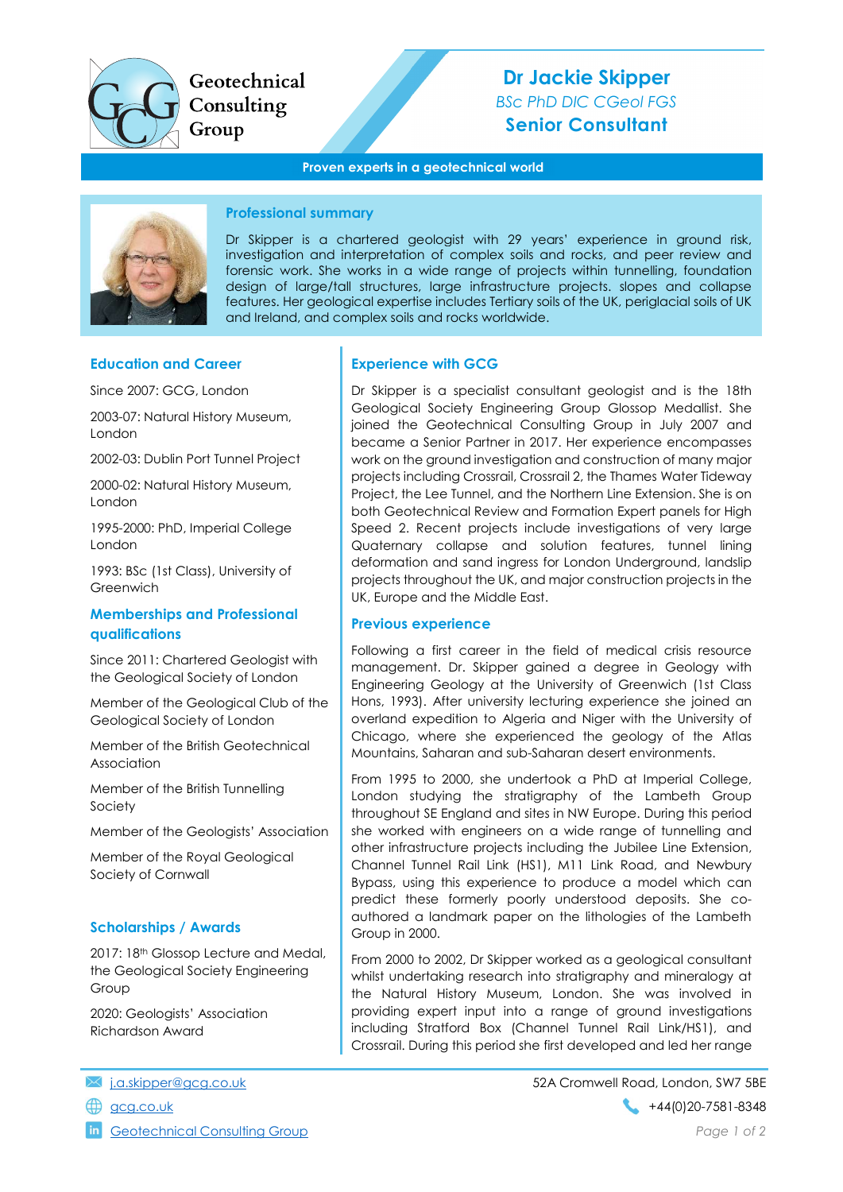Geotechnical Consulting Group

# Dr Jackie Skipper

*BSc PhD DIC CGeol FGS*

**Senior Consultant**

**Proven experts in a geotechnical world**

## Professional summary

Dr Skipper is a chartered geologist with 29 years' experience in ground risk, investigation and interpretation of complex soils and rocks, and peer review and forensic work. She works in a wide range of projects within tunnelling, foundation design of large/tall structures, large infrastructure projects. slopes and collapse features. Her geological expertise includes Tertiary soils of the UK, periglacial soils of UK and Ireland, and complex soils and rocks worldwide.

## Education and Career

Since 2007: GCG, London

2003-07: Natural History Museum, London

2002-03: Dublin Port Tunnel Project

2000-02: Natural History Museum, London

1995-2000: PhD, Imperial College London

1993: BSc (1st Class), University of Greenwich

## Memberships and Professional qualifications

Since 2011: Chartered Geologist with the Geological Society of London

Member of the Geological Club of the Geological Society of London

Member of the British Geotechnical Association

Member of the British Tunnelling Society

Member of the Geologists' Association

Member of the Royal Geological Society of Cornwall

## Scholarships / Awards

2017: 18th Glossop Lecture and Medal, the Geological Society Engineering Group

2020: Geologists' Association Richardson Award

## Experience with GCG

Dr Skipper is a specialist consultant geologist and is the 18th Geological Society Engineering Group Glossop Medallist. She joined the Geotechnical Consulting Group in July 2007 and became a Senior Partner in 2017. Her experience encompasses work on the ground investigation and construction of many major projects including Crossrail, Crossrail 2, the Thames Water Tideway Project, the Lee Tunnel, and the Northern Line Extension. She is on both Geotechnical Review and Formation Expert panels for High Speed 2. Recent projects include investigations of very large Quaternary collapse and solution features, tunnel lining deformation and sand ingress for London Underground, landslip projects throughout the UK, and major construction projects in the UK, Europe and the Middle East.

## Previous experience

Following a first career in the field of medical crisis resource management. Dr. Skipper gained a degree in Geology with Engineering Geology at the University of Greenwich (1st Class Hons, 1993). After university lecturing experience she joined an overland expedition to Algeria and Niger with the University of Chicago, where she experienced the geology of the Atlas Mountains, Saharan and sub-Saharan desert environments.

From 1995 to 2000, she undertook a PhD at Imperial College, London studying the stratigraphy of the Lambeth Group throughout SE England and sites in NW Europe. During this period she worked with engineers on a wide range of tunnelling and other infrastructure projects including the Jubilee Line Extension, Channel Tunnel Rail Link (HS1), M11 Link Road, and Newbury Bypass, using this experience to produce a model which can predict these formerly poorly understood deposits. She co-authored a landmark paper on the lithologies of the Lambeth Group in 2000.

From 2000 to 2002, Dr Skipper worked as a geological consultant whilst undertaking research into stratigraphy and mineralogy at the Natural History Museum, London. She was involved in providing expert input into a range of ground investigations including Stratford Box (Channel Tunnel Rail Link/HS1), and Crossrail. During this period she first developed and led her range

---

j.a.skipper@gcg.co.uk

gcg.co.uk

Geotechnical Consulting Group

52A Cromwell Road, London, SW7 5BE

+44(0)20-7581-8348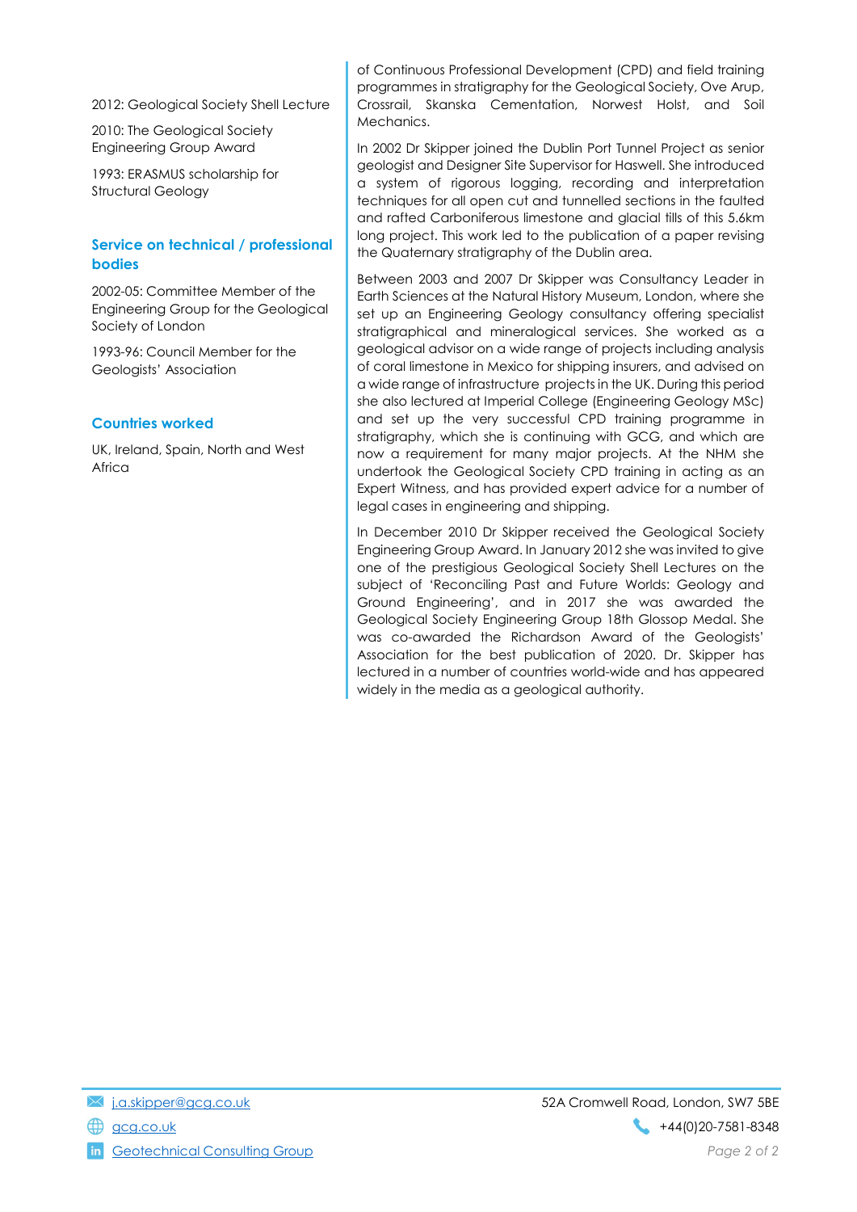2012: Geological Society Shell Lecture

2010: The Geological Society Engineering Group Award

1993: ERASMUS scholarship for Structural Geology

### Service on technical / professional bodies

2002-05: Committee Member of the Engineering Group for the Geological Society of London

1993-96: Council Member for the Geologists' Association

### Countries worked

UK, Ireland, Spain, North and West Africa

of Continuous Professional Development (CPD) and field training programmes in stratigraphy for the Geological Society, Ove Arup, Crossrail, Skanska Cementation, Norwest Holst, and Soil Mechanics.

In 2002 Dr Skipper joined the Dublin Port Tunnel Project as senior geologist and Designer Site Supervisor for Haswell. She introduced a system of rigorous logging, recording and interpretation techniques for all open cut and tunnelled sections in the faulted and rafted Carboniferous limestone and glacial tills of this 5.6km long project. This work led to the publication of a paper revising the Quaternary stratigraphy of the Dublin area.

Between 2003 and 2007 Dr Skipper was Consultancy Leader in Earth Sciences at the Natural History Museum, London, where she set up an Engineering Geology consultancy offering specialist stratigraphical and mineralogical services. She worked as a geological advisor on a wide range of projects including analysis of coral limestone in Mexico for shipping insurers, and advised on a wide range of infrastructure projects in the UK. During this period she also lectured at Imperial College (Engineering Geology MSc) and set up the very successful CPD training programme in stratigraphy, which she is continuing with GCG, and which are now a requirement for many major projects. At the NHM she undertook the Geological Society CPD training in acting as an Expert Witness, and has provided expert advice for a number of legal cases in engineering and shipping.

In December 2010 Dr Skipper received the Geological Society Engineering Group Award. In January 2012 she was invited to give one of the prestigious Geological Society Shell Lectures on the subject of 'Reconciling Past and Future Worlds: Geology and Ground Engineering', and in 2017 she was awarded the Geological Society Engineering Group 18th Glossop Medal. She was co-awarded the Richardson Award of the Geologists' Association for the best publication of 2020. Dr. Skipper has lectured in a number of countries world-wide and has appeared widely in the media as a geological authority.

j.a.skipper@gcg.co.uk
gcg.co.uk
Geotechnical Consulting Group

52A Cromwell Road, London, SW7 5BE
+44(0)20-7581-8348